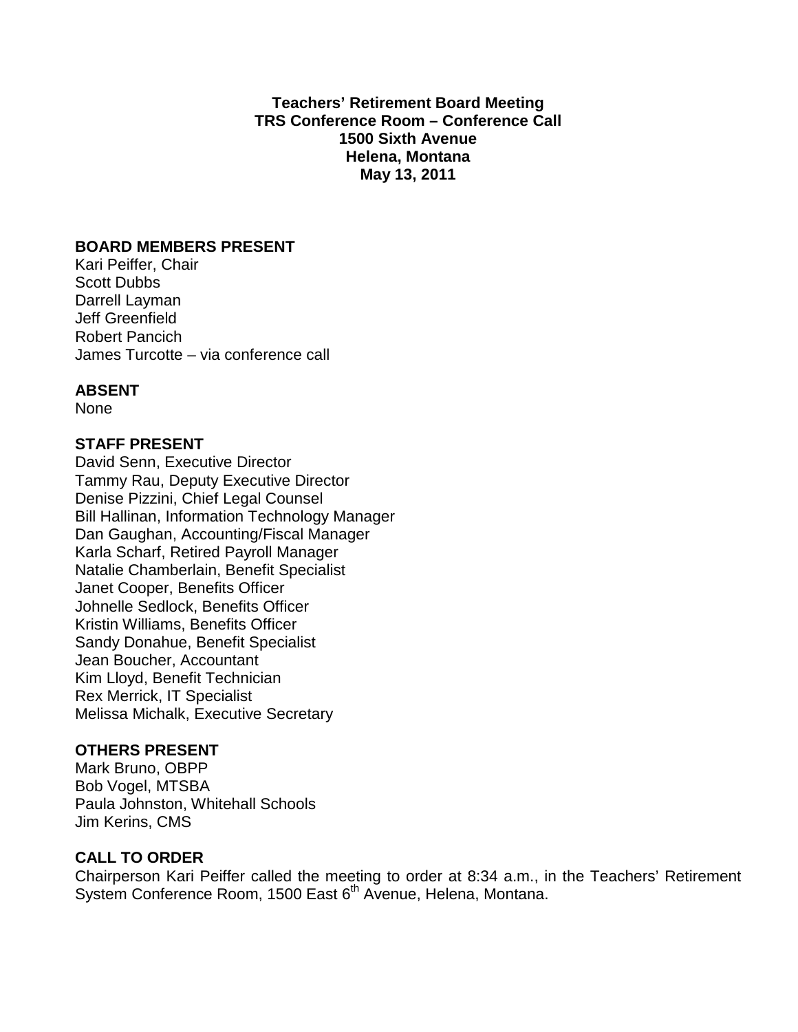**Teachers' Retirement Board Meeting**
**TRS Conference Room – Conference Call**
**1500 Sixth Avenue**
**Helena, Montana**
**May 13, 2011**

**BOARD MEMBERS PRESENT**

Kari Peiffer, Chair
Scott Dubbs
Darrell Layman
Jeff Greenfield
Robert Pancich
James Turcotte – via conference call

**ABSENT**

None

**STAFF PRESENT**

David Senn, Executive Director
Tammy Rau, Deputy Executive Director
Denise Pizzini, Chief Legal Counsel
Bill Hallinan, Information Technology Manager
Dan Gaughan, Accounting/Fiscal Manager
Karla Scharf, Retired Payroll Manager
Natalie Chamberlain, Benefit Specialist
Janet Cooper, Benefits Officer
Johnelle Sedlock, Benefits Officer
Kristin Williams, Benefits Officer
Sandy Donahue, Benefit Specialist
Jean Boucher, Accountant
Kim Lloyd, Benefit Technician
Rex Merrick, IT Specialist
Melissa Michalk, Executive Secretary

**OTHERS PRESENT**

Mark Bruno, OBPP
Bob Vogel, MTSBA
Paula Johnston, Whitehall Schools
Jim Kerins, CMS

**CALL TO ORDER**

Chairperson Kari Peiffer called the meeting to order at 8:34 a.m., in the Teachers' Retirement System Conference Room, 1500 East 6th Avenue, Helena, Montana.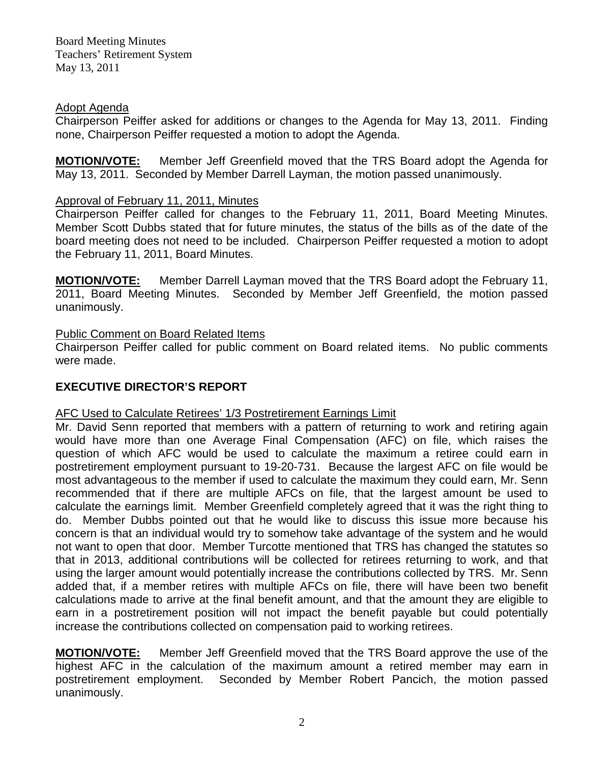Adopt Agenda

Chairperson Peiffer asked for additions or changes to the Agenda for May 13, 2011. Finding none, Chairperson Peiffer requested a motion to adopt the Agenda.

**MOTION/VOTE:** Member Jeff Greenfield moved that the TRS Board adopt the Agenda for May 13, 2011. Seconded by Member Darrell Layman, the motion passed unanimously.

Approval of February 11, 2011, Minutes

Chairperson Peiffer called for changes to the February 11, 2011, Board Meeting Minutes. Member Scott Dubbs stated that for future minutes, the status of the bills as of the date of the board meeting does not need to be included. Chairperson Peiffer requested a motion to adopt the February 11, 2011, Board Minutes.

**MOTION/VOTE:** Member Darrell Layman moved that the TRS Board adopt the February 11, 2011, Board Meeting Minutes. Seconded by Member Jeff Greenfield, the motion passed unanimously.

Public Comment on Board Related Items

Chairperson Peiffer called for public comment on Board related items. No public comments were made.

## EXECUTIVE DIRECTOR'S REPORT

AFC Used to Calculate Retirees' 1/3 Postretirement Earnings Limit

Mr. David Senn reported that members with a pattern of returning to work and retiring again would have more than one Average Final Compensation (AFC) on file, which raises the question of which AFC would be used to calculate the maximum a retiree could earn in postretirement employment pursuant to 19-20-731. Because the largest AFC on file would be most advantageous to the member if used to calculate the maximum they could earn, Mr. Senn recommended that if there are multiple AFCs on file, that the largest amount be used to calculate the earnings limit. Member Greenfield completely agreed that it was the right thing to do. Member Dubbs pointed out that he would like to discuss this issue more because his concern is that an individual would try to somehow take advantage of the system and he would not want to open that door. Member Turcotte mentioned that TRS has changed the statutes so that in 2013, additional contributions will be collected for retirees returning to work, and that using the larger amount would potentially increase the contributions collected by TRS. Mr. Senn added that, if a member retires with multiple AFCs on file, there will have been two benefit calculations made to arrive at the final benefit amount, and that the amount they are eligible to earn in a postretirement position will not impact the benefit payable but could potentially increase the contributions collected on compensation paid to working retirees.

**MOTION/VOTE:** Member Jeff Greenfield moved that the TRS Board approve the use of the highest AFC in the calculation of the maximum amount a retired member may earn in postretirement employment. Seconded by Member Robert Pancich, the motion passed unanimously.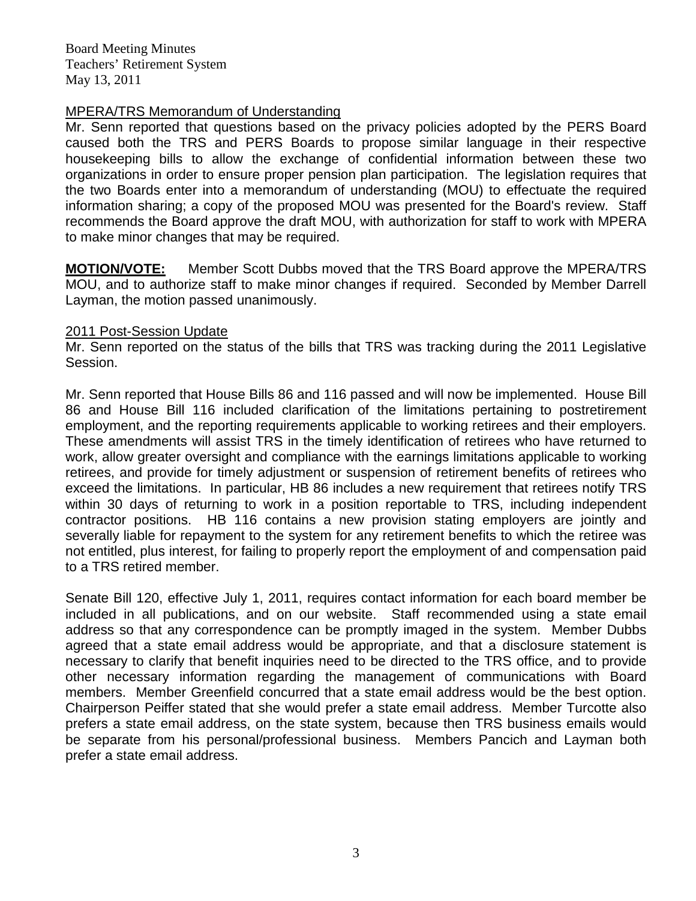MPERA/TRS Memorandum of Understanding

Mr. Senn reported that questions based on the privacy policies adopted by the PERS Board caused both the TRS and PERS Boards to propose similar language in their respective housekeeping bills to allow the exchange of confidential information between these two organizations in order to ensure proper pension plan participation. The legislation requires that the two Boards enter into a memorandum of understanding (MOU) to effectuate the required information sharing; a copy of the proposed MOU was presented for the Board's review. Staff recommends the Board approve the draft MOU, with authorization for staff to work with MPERA to make minor changes that may be required.

**MOTION/VOTE:** Member Scott Dubbs moved that the TRS Board approve the MPERA/TRS MOU, and to authorize staff to make minor changes if required. Seconded by Member Darrell Layman, the motion passed unanimously.

2011 Post-Session Update

Mr. Senn reported on the status of the bills that TRS was tracking during the 2011 Legislative Session.

Mr. Senn reported that House Bills 86 and 116 passed and will now be implemented. House Bill 86 and House Bill 116 included clarification of the limitations pertaining to postretirement employment, and the reporting requirements applicable to working retirees and their employers. These amendments will assist TRS in the timely identification of retirees who have returned to work, allow greater oversight and compliance with the earnings limitations applicable to working retirees, and provide for timely adjustment or suspension of retirement benefits of retirees who exceed the limitations. In particular, HB 86 includes a new requirement that retirees notify TRS within 30 days of returning to work in a position reportable to TRS, including independent contractor positions. HB 116 contains a new provision stating employers are jointly and severally liable for repayment to the system for any retirement benefits to which the retiree was not entitled, plus interest, for failing to properly report the employment of and compensation paid to a TRS retired member.

Senate Bill 120, effective July 1, 2011, requires contact information for each board member be included in all publications, and on our website. Staff recommended using a state email address so that any correspondence can be promptly imaged in the system. Member Dubbs agreed that a state email address would be appropriate, and that a disclosure statement is necessary to clarify that benefit inquiries need to be directed to the TRS office, and to provide other necessary information regarding the management of communications with Board members. Member Greenfield concurred that a state email address would be the best option. Chairperson Peiffer stated that she would prefer a state email address. Member Turcotte also prefers a state email address, on the state system, because then TRS business emails would be separate from his personal/professional business. Members Pancich and Layman both prefer a state email address.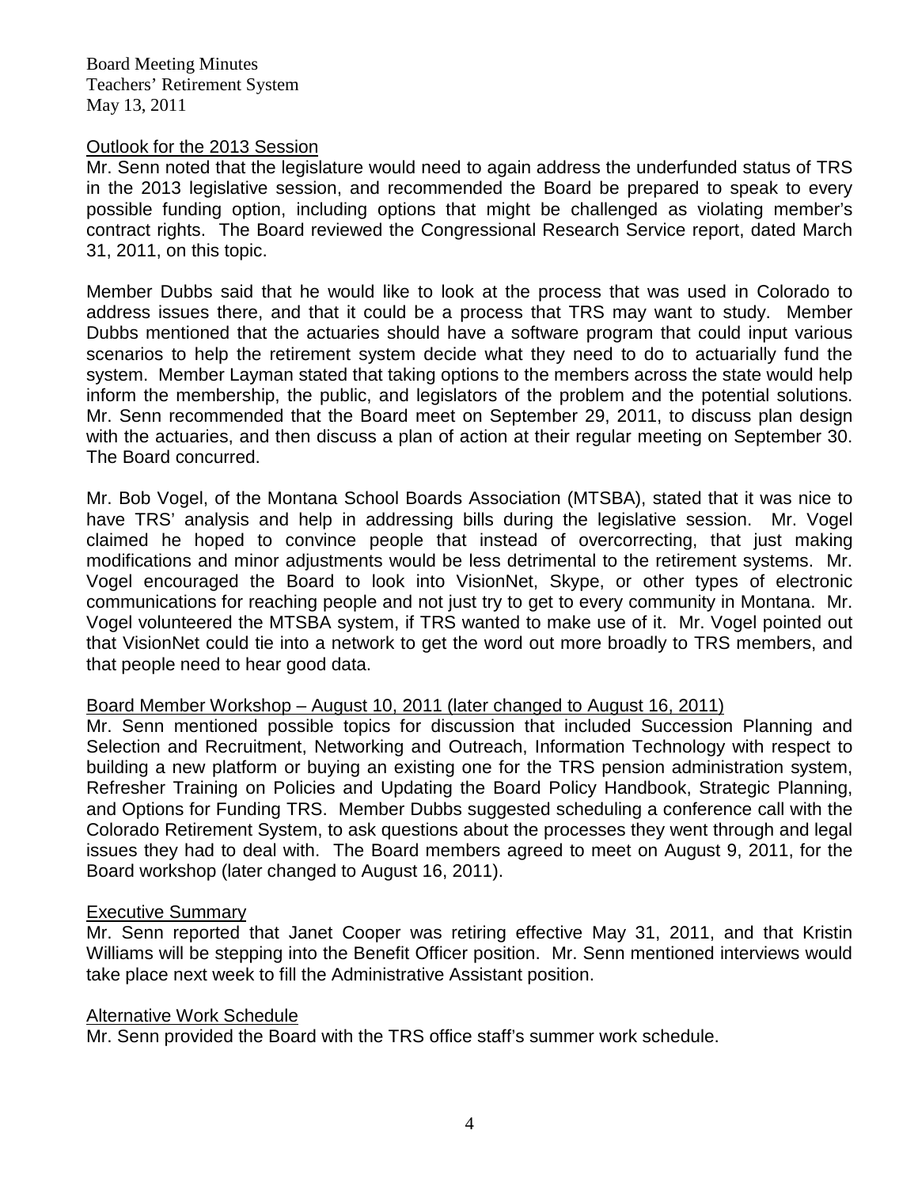### Outlook for the 2013 Session

Mr. Senn noted that the legislature would need to again address the underfunded status of TRS in the 2013 legislative session, and recommended the Board be prepared to speak to every possible funding option, including options that might be challenged as violating member's contract rights. The Board reviewed the Congressional Research Service report, dated March 31, 2011, on this topic.

Member Dubbs said that he would like to look at the process that was used in Colorado to address issues there, and that it could be a process that TRS may want to study. Member Dubbs mentioned that the actuaries should have a software program that could input various scenarios to help the retirement system decide what they need to do to actuarially fund the system. Member Layman stated that taking options to the members across the state would help inform the membership, the public, and legislators of the problem and the potential solutions. Mr. Senn recommended that the Board meet on September 29, 2011, to discuss plan design with the actuaries, and then discuss a plan of action at their regular meeting on September 30. The Board concurred.

Mr. Bob Vogel, of the Montana School Boards Association (MTSBA), stated that it was nice to have TRS' analysis and help in addressing bills during the legislative session. Mr. Vogel claimed he hoped to convince people that instead of overcorrecting, that just making modifications and minor adjustments would be less detrimental to the retirement systems. Mr. Vogel encouraged the Board to look into VisionNet, Skype, or other types of electronic communications for reaching people and not just try to get to every community in Montana. Mr. Vogel volunteered the MTSBA system, if TRS wanted to make use of it. Mr. Vogel pointed out that VisionNet could tie into a network to get the word out more broadly to TRS members, and that people need to hear good data.

### Board Member Workshop – August 10, 2011 (later changed to August 16, 2011)

Mr. Senn mentioned possible topics for discussion that included Succession Planning and Selection and Recruitment, Networking and Outreach, Information Technology with respect to building a new platform or buying an existing one for the TRS pension administration system, Refresher Training on Policies and Updating the Board Policy Handbook, Strategic Planning, and Options for Funding TRS. Member Dubbs suggested scheduling a conference call with the Colorado Retirement System, to ask questions about the processes they went through and legal issues they had to deal with. The Board members agreed to meet on August 9, 2011, for the Board workshop (later changed to August 16, 2011).

### Executive Summary

Mr. Senn reported that Janet Cooper was retiring effective May 31, 2011, and that Kristin Williams will be stepping into the Benefit Officer position. Mr. Senn mentioned interviews would take place next week to fill the Administrative Assistant position.

### Alternative Work Schedule

Mr. Senn provided the Board with the TRS office staff's summer work schedule.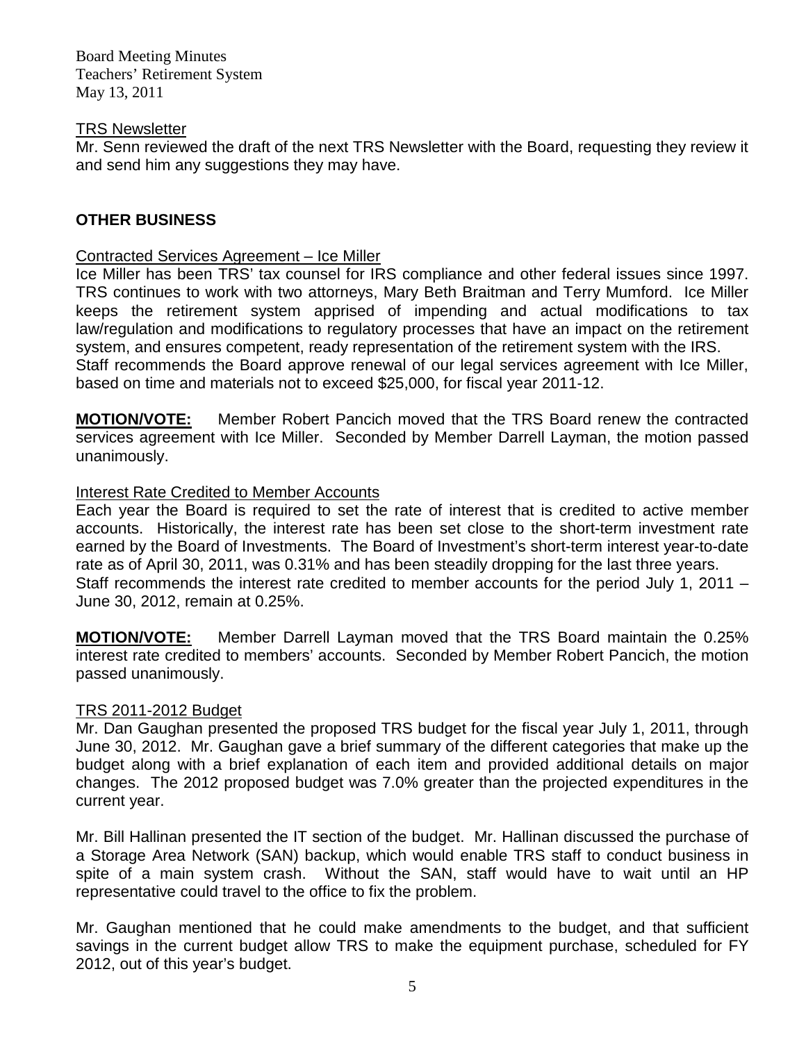### TRS Newsletter

Mr. Senn reviewed the draft of the next TRS Newsletter with the Board, requesting they review it and send him any suggestions they may have.

## OTHER BUSINESS

### Contracted Services Agreement – Ice Miller

Ice Miller has been TRS' tax counsel for IRS compliance and other federal issues since 1997. TRS continues to work with two attorneys, Mary Beth Braitman and Terry Mumford. Ice Miller keeps the retirement system apprised of impending and actual modifications to tax law/regulation and modifications to regulatory processes that have an impact on the retirement system, and ensures competent, ready representation of the retirement system with the IRS.
Staff recommends the Board approve renewal of our legal services agreement with Ice Miller, based on time and materials not to exceed $25,000, for fiscal year 2011-12.

**MOTION/VOTE:** Member Robert Pancich moved that the TRS Board renew the contracted services agreement with Ice Miller. Seconded by Member Darrell Layman, the motion passed unanimously.

### Interest Rate Credited to Member Accounts

Each year the Board is required to set the rate of interest that is credited to active member accounts. Historically, the interest rate has been set close to the short-term investment rate earned by the Board of Investments. The Board of Investment's short-term interest year-to-date rate as of April 30, 2011, was 0.31% and has been steadily dropping for the last three years.
Staff recommends the interest rate credited to member accounts for the period July 1, 2011 – June 30, 2012, remain at 0.25%.

**MOTION/VOTE:** Member Darrell Layman moved that the TRS Board maintain the 0.25% interest rate credited to members' accounts. Seconded by Member Robert Pancich, the motion passed unanimously.

### TRS 2011-2012 Budget

Mr. Dan Gaughan presented the proposed TRS budget for the fiscal year July 1, 2011, through June 30, 2012. Mr. Gaughan gave a brief summary of the different categories that make up the budget along with a brief explanation of each item and provided additional details on major changes. The 2012 proposed budget was 7.0% greater than the projected expenditures in the current year.

Mr. Bill Hallinan presented the IT section of the budget. Mr. Hallinan discussed the purchase of a Storage Area Network (SAN) backup, which would enable TRS staff to conduct business in spite of a main system crash. Without the SAN, staff would have to wait until an HP representative could travel to the office to fix the problem.

Mr. Gaughan mentioned that he could make amendments to the budget, and that sufficient savings in the current budget allow TRS to make the equipment purchase, scheduled for FY 2012, out of this year's budget.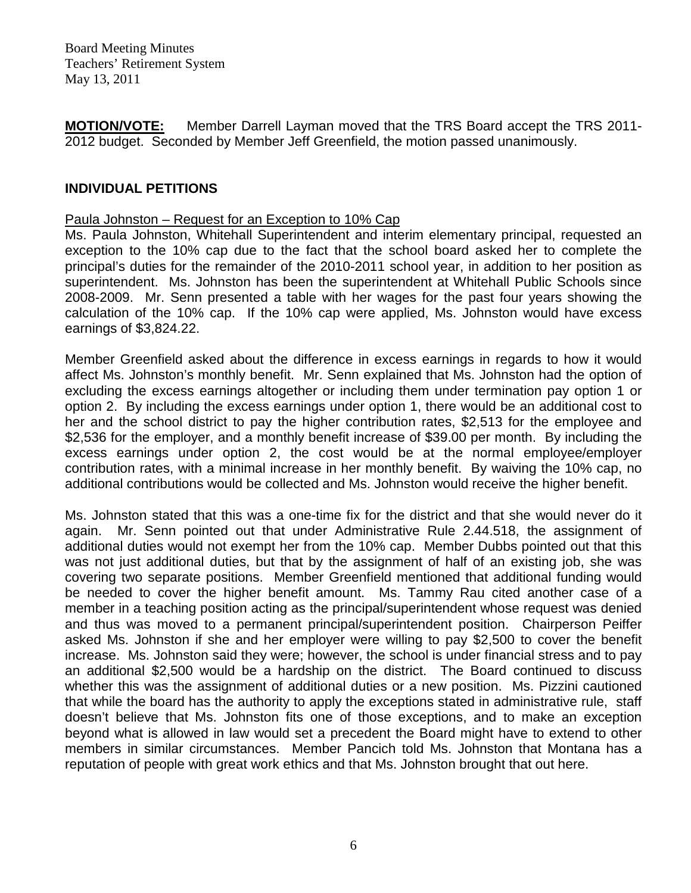**MOTION/VOTE:** Member Darrell Layman moved that the TRS Board accept the TRS 2011-2012 budget. Seconded by Member Jeff Greenfield, the motion passed unanimously.

## INDIVIDUAL PETITIONS

Paula Johnston – Request for an Exception to 10% Cap

Ms. Paula Johnston, Whitehall Superintendent and interim elementary principal, requested an exception to the 10% cap due to the fact that the school board asked her to complete the principal's duties for the remainder of the 2010-2011 school year, in addition to her position as superintendent. Ms. Johnston has been the superintendent at Whitehall Public Schools since 2008-2009. Mr. Senn presented a table with her wages for the past four years showing the calculation of the 10% cap. If the 10% cap were applied, Ms. Johnston would have excess earnings of $3,824.22.

Member Greenfield asked about the difference in excess earnings in regards to how it would affect Ms. Johnston's monthly benefit. Mr. Senn explained that Ms. Johnston had the option of excluding the excess earnings altogether or including them under termination pay option 1 or option 2. By including the excess earnings under option 1, there would be an additional cost to her and the school district to pay the higher contribution rates, $2,513 for the employee and $2,536 for the employer, and a monthly benefit increase of $39.00 per month. By including the excess earnings under option 2, the cost would be at the normal employee/employer contribution rates, with a minimal increase in her monthly benefit. By waiving the 10% cap, no additional contributions would be collected and Ms. Johnston would receive the higher benefit.

Ms. Johnston stated that this was a one-time fix for the district and that she would never do it again. Mr. Senn pointed out that under Administrative Rule 2.44.518, the assignment of additional duties would not exempt her from the 10% cap. Member Dubbs pointed out that this was not just additional duties, but that by the assignment of half of an existing job, she was covering two separate positions. Member Greenfield mentioned that additional funding would be needed to cover the higher benefit amount. Ms. Tammy Rau cited another case of a member in a teaching position acting as the principal/superintendent whose request was denied and thus was moved to a permanent principal/superintendent position. Chairperson Peiffer asked Ms. Johnston if she and her employer were willing to pay $2,500 to cover the benefit increase. Ms. Johnston said they were; however, the school is under financial stress and to pay an additional $2,500 would be a hardship on the district. The Board continued to discuss whether this was the assignment of additional duties or a new position. Ms. Pizzini cautioned that while the board has the authority to apply the exceptions stated in administrative rule, staff doesn't believe that Ms. Johnston fits one of those exceptions, and to make an exception beyond what is allowed in law would set a precedent the Board might have to extend to other members in similar circumstances. Member Pancich told Ms. Johnston that Montana has a reputation of people with great work ethics and that Ms. Johnston brought that out here.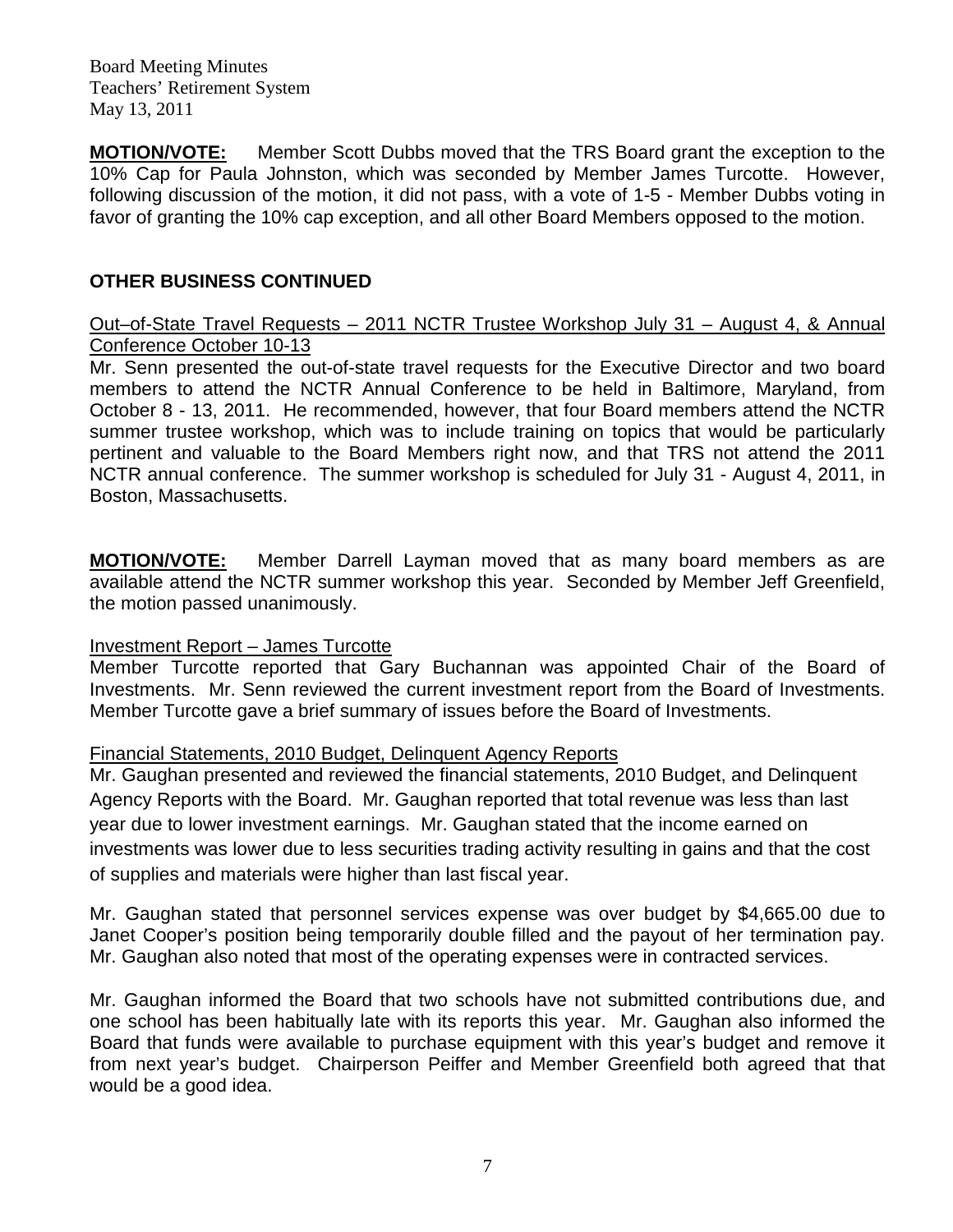**MOTION/VOTE:** Member Scott Dubbs moved that the TRS Board grant the exception to the 10% Cap for Paula Johnston, which was seconded by Member James Turcotte. However, following discussion of the motion, it did not pass, with a vote of 1-5 - Member Dubbs voting in favor of granting the 10% cap exception, and all other Board Members opposed to the motion.

## OTHER BUSINESS CONTINUED

Out–of-State Travel Requests – 2011 NCTR Trustee Workshop July 31 – August 4, & Annual Conference October 10-13

Mr. Senn presented the out-of-state travel requests for the Executive Director and two board members to attend the NCTR Annual Conference to be held in Baltimore, Maryland, from October 8 - 13, 2011. He recommended, however, that four Board members attend the NCTR summer trustee workshop, which was to include training on topics that would be particularly pertinent and valuable to the Board Members right now, and that TRS not attend the 2011 NCTR annual conference. The summer workshop is scheduled for July 31 - August 4, 2011, in Boston, Massachusetts.

**MOTION/VOTE:** Member Darrell Layman moved that as many board members as are available attend the NCTR summer workshop this year. Seconded by Member Jeff Greenfield, the motion passed unanimously.

Investment Report – James Turcotte

Member Turcotte reported that Gary Buchannan was appointed Chair of the Board of Investments. Mr. Senn reviewed the current investment report from the Board of Investments. Member Turcotte gave a brief summary of issues before the Board of Investments.

Financial Statements, 2010 Budget, Delinquent Agency Reports

Mr. Gaughan presented and reviewed the financial statements, 2010 Budget, and Delinquent Agency Reports with the Board. Mr. Gaughan reported that total revenue was less than last year due to lower investment earnings. Mr. Gaughan stated that the income earned on investments was lower due to less securities trading activity resulting in gains and that the cost of supplies and materials were higher than last fiscal year.

Mr. Gaughan stated that personnel services expense was over budget by $4,665.00 due to Janet Cooper's position being temporarily double filled and the payout of her termination pay. Mr. Gaughan also noted that most of the operating expenses were in contracted services.

Mr. Gaughan informed the Board that two schools have not submitted contributions due, and one school has been habitually late with its reports this year. Mr. Gaughan also informed the Board that funds were available to purchase equipment with this year's budget and remove it from next year's budget. Chairperson Peiffer and Member Greenfield both agreed that that would be a good idea.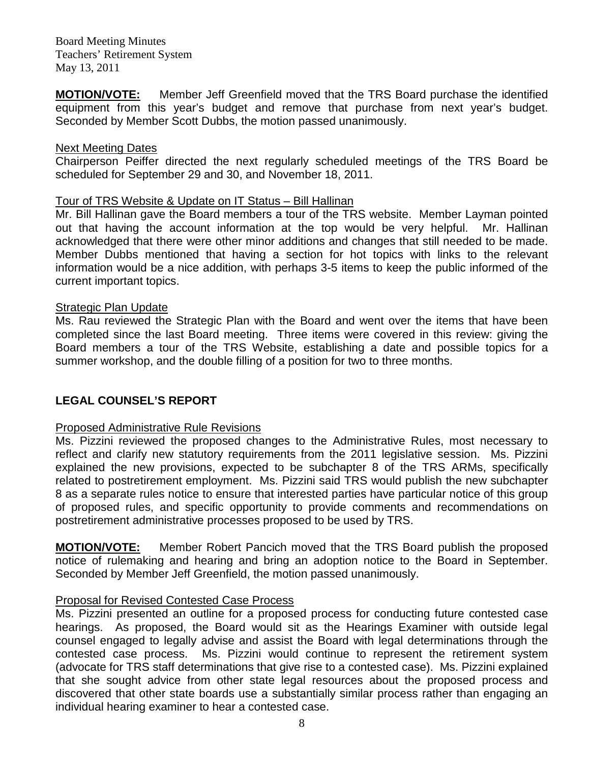**MOTION/VOTE:** Member Jeff Greenfield moved that the TRS Board purchase the identified equipment from this year's budget and remove that purchase from next year's budget. Seconded by Member Scott Dubbs, the motion passed unanimously.

Next Meeting Dates

Chairperson Peiffer directed the next regularly scheduled meetings of the TRS Board be scheduled for September 29 and 30, and November 18, 2011.

Tour of TRS Website & Update on IT Status – Bill Hallinan

Mr. Bill Hallinan gave the Board members a tour of the TRS website. Member Layman pointed out that having the account information at the top would be very helpful. Mr. Hallinan acknowledged that there were other minor additions and changes that still needed to be made. Member Dubbs mentioned that having a section for hot topics with links to the relevant information would be a nice addition, with perhaps 3-5 items to keep the public informed of the current important topics.

Strategic Plan Update

Ms. Rau reviewed the Strategic Plan with the Board and went over the items that have been completed since the last Board meeting. Three items were covered in this review: giving the Board members a tour of the TRS Website, establishing a date and possible topics for a summer workshop, and the double filling of a position for two to three months.

## LEGAL COUNSEL'S REPORT

Proposed Administrative Rule Revisions

Ms. Pizzini reviewed the proposed changes to the Administrative Rules, most necessary to reflect and clarify new statutory requirements from the 2011 legislative session. Ms. Pizzini explained the new provisions, expected to be subchapter 8 of the TRS ARMs, specifically related to postretirement employment. Ms. Pizzini said TRS would publish the new subchapter 8 as a separate rules notice to ensure that interested parties have particular notice of this group of proposed rules, and specific opportunity to provide comments and recommendations on postretirement administrative processes proposed to be used by TRS.

**MOTION/VOTE:** Member Robert Pancich moved that the TRS Board publish the proposed notice of rulemaking and hearing and bring an adoption notice to the Board in September. Seconded by Member Jeff Greenfield, the motion passed unanimously.

Proposal for Revised Contested Case Process

Ms. Pizzini presented an outline for a proposed process for conducting future contested case hearings. As proposed, the Board would sit as the Hearings Examiner with outside legal counsel engaged to legally advise and assist the Board with legal determinations through the contested case process. Ms. Pizzini would continue to represent the retirement system (advocate for TRS staff determinations that give rise to a contested case). Ms. Pizzini explained that she sought advice from other state legal resources about the proposed process and discovered that other state boards use a substantially similar process rather than engaging an individual hearing examiner to hear a contested case.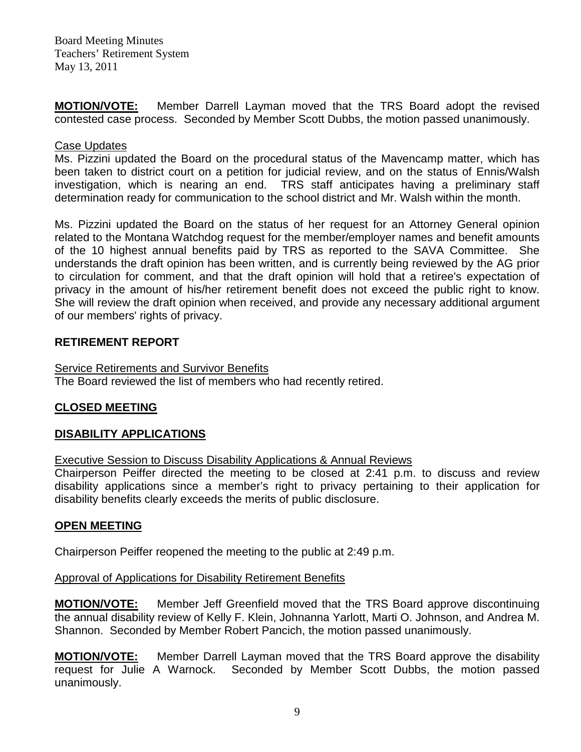**MOTION/VOTE:** Member Darrell Layman moved that the TRS Board adopt the revised contested case process. Seconded by Member Scott Dubbs, the motion passed unanimously.

Case Updates

Ms. Pizzini updated the Board on the procedural status of the Mavencamp matter, which has been taken to district court on a petition for judicial review, and on the status of Ennis/Walsh investigation, which is nearing an end. TRS staff anticipates having a preliminary staff determination ready for communication to the school district and Mr. Walsh within the month.

Ms. Pizzini updated the Board on the status of her request for an Attorney General opinion related to the Montana Watchdog request for the member/employer names and benefit amounts of the 10 highest annual benefits paid by TRS as reported to the SAVA Committee. She understands the draft opinion has been written, and is currently being reviewed by the AG prior to circulation for comment, and that the draft opinion will hold that a retiree's expectation of privacy in the amount of his/her retirement benefit does not exceed the public right to know. She will review the draft opinion when received, and provide any necessary additional argument of our members' rights of privacy.

## RETIREMENT REPORT

Service Retirements and Survivor Benefits

The Board reviewed the list of members who had recently retired.

## CLOSED MEETING

## DISABILITY APPLICATIONS

Executive Session to Discuss Disability Applications & Annual Reviews

Chairperson Peiffer directed the meeting to be closed at 2:41 p.m. to discuss and review disability applications since a member's right to privacy pertaining to their application for disability benefits clearly exceeds the merits of public disclosure.

## OPEN MEETING

Chairperson Peiffer reopened the meeting to the public at 2:49 p.m.

Approval of Applications for Disability Retirement Benefits

**MOTION/VOTE:** Member Jeff Greenfield moved that the TRS Board approve discontinuing the annual disability review of Kelly F. Klein, Johnanna Yarlott, Marti O. Johnson, and Andrea M. Shannon. Seconded by Member Robert Pancich, the motion passed unanimously.

**MOTION/VOTE:** Member Darrell Layman moved that the TRS Board approve the disability request for Julie A Warnock. Seconded by Member Scott Dubbs, the motion passed unanimously.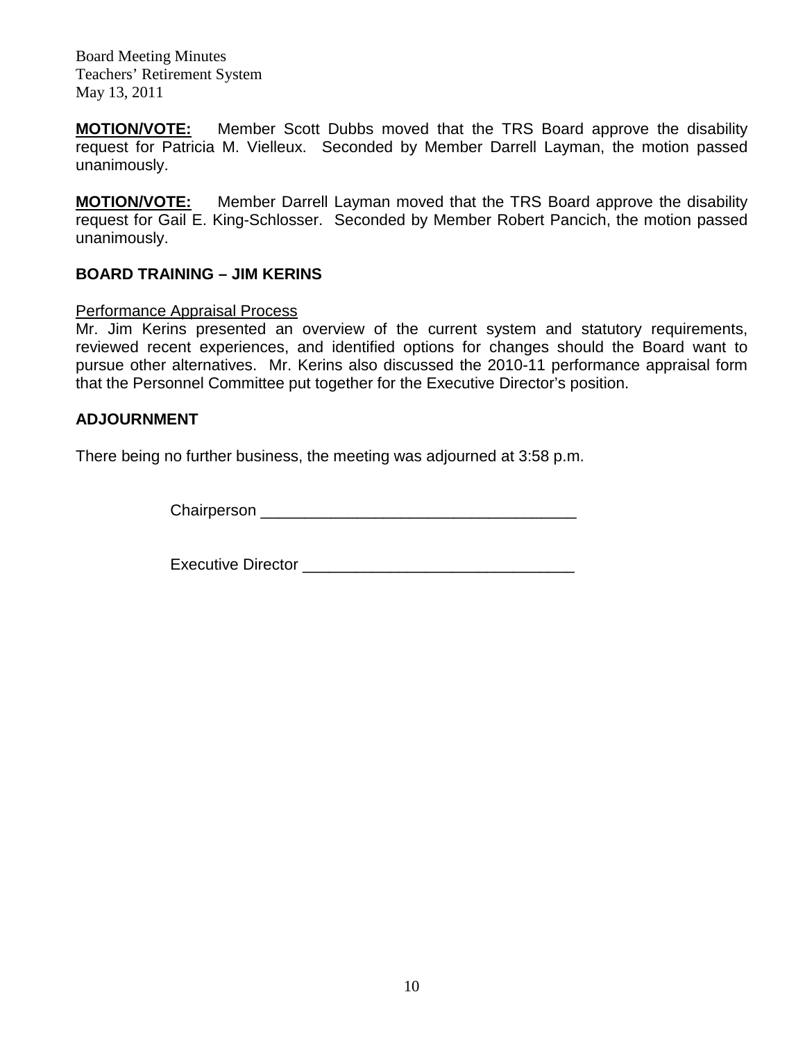**MOTION/VOTE:** Member Scott Dubbs moved that the TRS Board approve the disability request for Patricia M. Vielleux. Seconded by Member Darrell Layman, the motion passed unanimously.

**MOTION/VOTE:** Member Darrell Layman moved that the TRS Board approve the disability request for Gail E. King-Schlosser. Seconded by Member Robert Pancich, the motion passed unanimously.

## BOARD TRAINING – JIM KERINS

Performance Appraisal Process

Mr. Jim Kerins presented an overview of the current system and statutory requirements, reviewed recent experiences, and identified options for changes should the Board want to pursue other alternatives. Mr. Kerins also discussed the 2010-11 performance appraisal form that the Personnel Committee put together for the Executive Director's position.

## ADJOURNMENT

There being no further business, the meeting was adjourned at 3:58 p.m.

Chairperson ___________________________________

Executive Director ______________________________